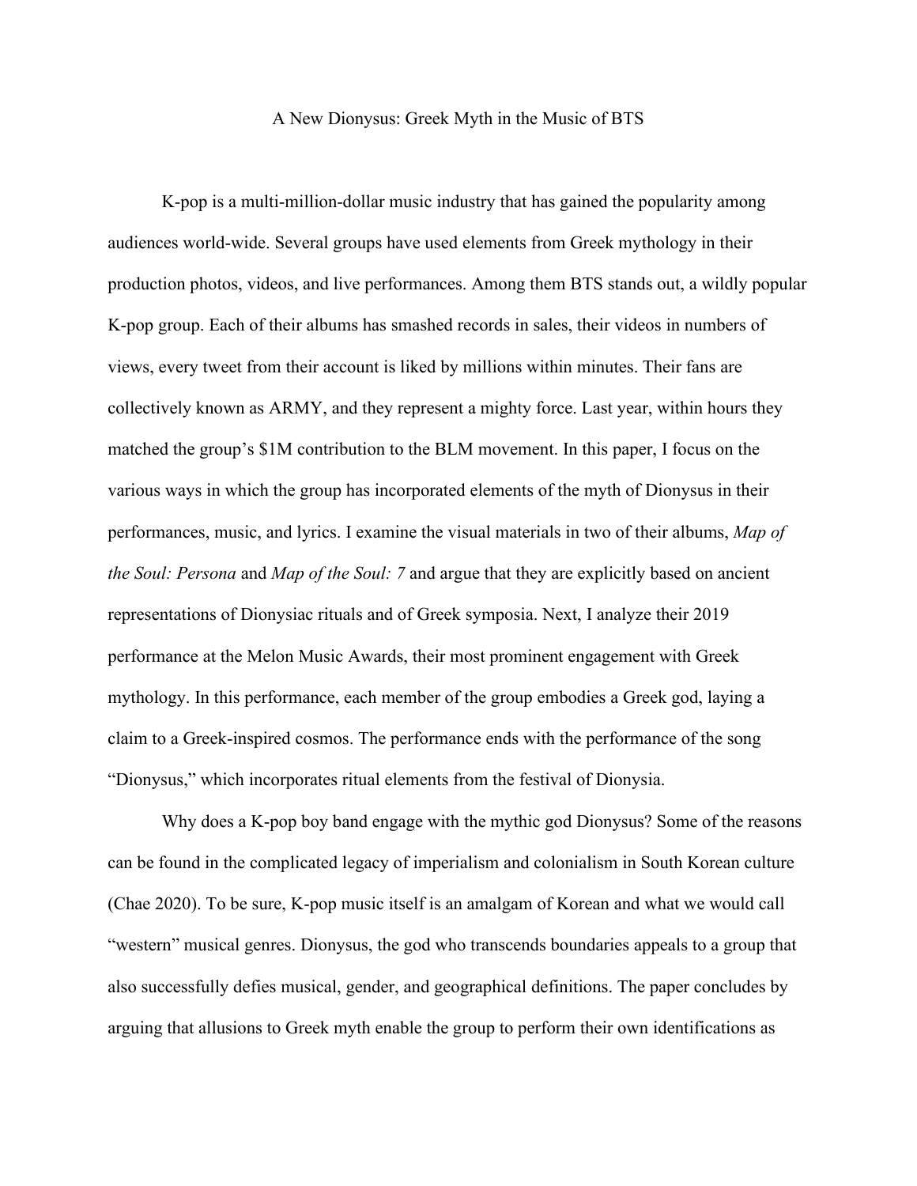# A New Dionysus: Greek Myth in the Music of BTS

K-pop is a multi-million-dollar music industry that has gained the popularity among audiences world-wide. Several groups have used elements from Greek mythology in their production photos, videos, and live performances. Among them BTS stands out, a wildly popular K-pop group. Each of their albums has smashed records in sales, their videos in numbers of views, every tweet from their account is liked by millions within minutes. Their fans are collectively known as ARMY, and they represent a mighty force. Last year, within hours they matched the group's $1M contribution to the BLM movement. In this paper, I focus on the various ways in which the group has incorporated elements of the myth of Dionysus in their performances, music, and lyrics. I examine the visual materials in two of their albums, *Map of the Soul: Persona* and *Map of the Soul: 7* and argue that they are explicitly based on ancient representations of Dionysiac rituals and of Greek symposia. Next, I analyze their 2019 performance at the Melon Music Awards, their most prominent engagement with Greek mythology. In this performance, each member of the group embodies a Greek god, laying a claim to a Greek-inspired cosmos. The performance ends with the performance of the song "Dionysus," which incorporates ritual elements from the festival of Dionysia.

Why does a K-pop boy band engage with the mythic god Dionysus? Some of the reasons can be found in the complicated legacy of imperialism and colonialism in South Korean culture (Chae 2020). To be sure, K-pop music itself is an amalgam of Korean and what we would call "western" musical genres. Dionysus, the god who transcends boundaries appeals to a group that also successfully defies musical, gender, and geographical definitions. The paper concludes by arguing that allusions to Greek myth enable the group to perform their own identifications as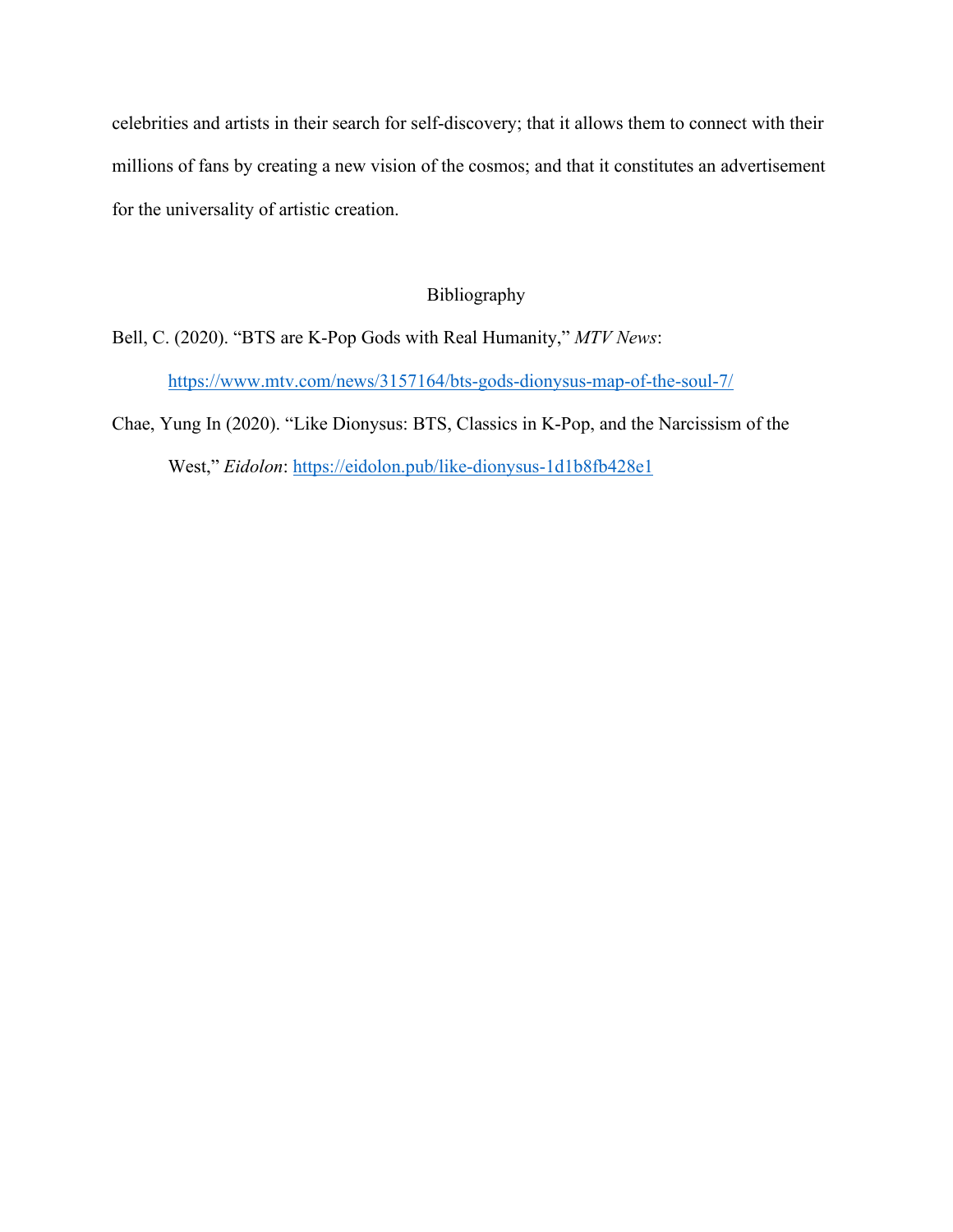celebrities and artists in their search for self-discovery; that it allows them to connect with their millions of fans by creating a new vision of the cosmos; and that it constitutes an advertisement for the universality of artistic creation.

## Bibliography

Bell, C. (2020). "BTS are K-Pop Gods with Real Humanity," *MTV News*: https://www.mtv.com/news/3157164/bts-gods-dionysus-map-of-the-soul-7/

Chae, Yung In (2020). "Like Dionysus: BTS, Classics in K-Pop, and the Narcissism of the West," *Eidolon*: https://eidolon.pub/like-dionysus-1d1b8fb428e1